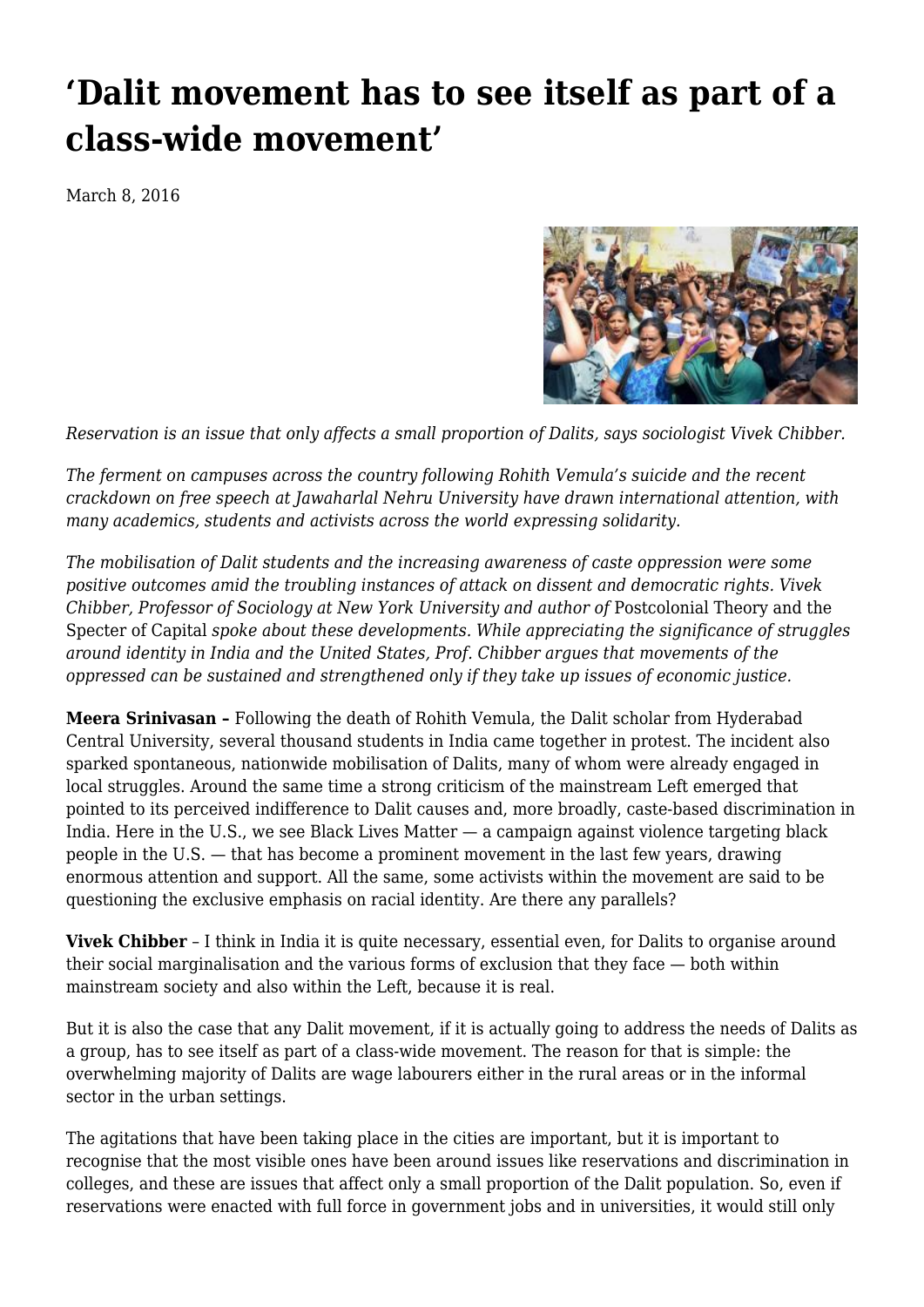# 'Dalit movement has to see itself as part of a class-wide movement'

March 8, 2016

*Reservation is an issue that only affects a small proportion of Dalits, says sociologist Vivek Chibber.*

*The ferment on campuses across the country following Rohith Vemula's suicide and the recent crackdown on free speech at Jawaharlal Nehru University have drawn international attention, with many academics, students and activists across the world expressing solidarity.*

*The mobilisation of Dalit students and the increasing awareness of caste oppression were some positive outcomes amid the troubling instances of attack on dissent and democratic rights. Vivek Chibber, Professor of Sociology at New York University and author of* Postcolonial Theory and the Specter of Capital *spoke about these developments. While appreciating the significance of struggles around identity in India and the United States, Prof. Chibber argues that movements of the oppressed can be sustained and strengthened only if they take up issues of economic justice.*

**Meera Srinivasan –** Following the death of Rohith Vemula, the Dalit scholar from Hyderabad Central University, several thousand students in India came together in protest. The incident also sparked spontaneous, nationwide mobilisation of Dalits, many of whom were already engaged in local struggles. Around the same time a strong criticism of the mainstream Left emerged that pointed to its perceived indifference to Dalit causes and, more broadly, caste-based discrimination in India. Here in the U.S., we see Black Lives Matter — a campaign against violence targeting black people in the U.S. — that has become a prominent movement in the last few years, drawing enormous attention and support. All the same, some activists within the movement are said to be questioning the exclusive emphasis on racial identity. Are there any parallels?

**Vivek Chibber** – I think in India it is quite necessary, essential even, for Dalits to organise around their social marginalisation and the various forms of exclusion that they face — both within mainstream society and also within the Left, because it is real.

But it is also the case that any Dalit movement, if it is actually going to address the needs of Dalits as a group, has to see itself as part of a class-wide movement. The reason for that is simple: the overwhelming majority of Dalits are wage labourers either in the rural areas or in the informal sector in the urban settings.

The agitations that have been taking place in the cities are important, but it is important to recognise that the most visible ones have been around issues like reservations and discrimination in colleges, and these are issues that affect only a small proportion of the Dalit population. So, even if reservations were enacted with full force in government jobs and in universities, it would still only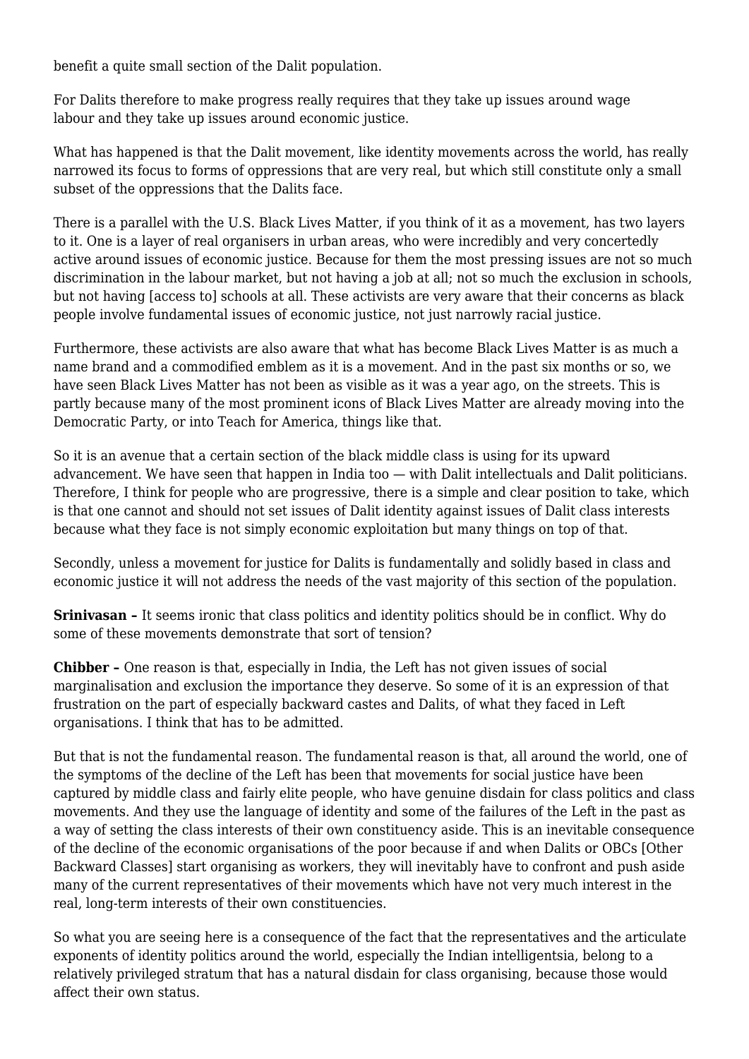benefit a quite small section of the Dalit population.

For Dalits therefore to make progress really requires that they take up issues around wage labour and they take up issues around economic justice.

What has happened is that the Dalit movement, like identity movements across the world, has really narrowed its focus to forms of oppressions that are very real, but which still constitute only a small subset of the oppressions that the Dalits face.

There is a parallel with the U.S. Black Lives Matter, if you think of it as a movement, has two layers to it. One is a layer of real organisers in urban areas, who were incredibly and very concertedly active around issues of economic justice. Because for them the most pressing issues are not so much discrimination in the labour market, but not having a job at all; not so much the exclusion in schools, but not having [access to] schools at all. These activists are very aware that their concerns as black people involve fundamental issues of economic justice, not just narrowly racial justice.

Furthermore, these activists are also aware that what has become Black Lives Matter is as much a name brand and a commodified emblem as it is a movement. And in the past six months or so, we have seen Black Lives Matter has not been as visible as it was a year ago, on the streets. This is partly because many of the most prominent icons of Black Lives Matter are already moving into the Democratic Party, or into Teach for America, things like that.

So it is an avenue that a certain section of the black middle class is using for its upward advancement. We have seen that happen in India too — with Dalit intellectuals and Dalit politicians. Therefore, I think for people who are progressive, there is a simple and clear position to take, which is that one cannot and should not set issues of Dalit identity against issues of Dalit class interests because what they face is not simply economic exploitation but many things on top of that.

Secondly, unless a movement for justice for Dalits is fundamentally and solidly based in class and economic justice it will not address the needs of the vast majority of this section of the population.

**Srinivasan –** It seems ironic that class politics and identity politics should be in conflict. Why do some of these movements demonstrate that sort of tension?

**Chibber –** One reason is that, especially in India, the Left has not given issues of social marginalisation and exclusion the importance they deserve. So some of it is an expression of that frustration on the part of especially backward castes and Dalits, of what they faced in Left organisations. I think that has to be admitted.

But that is not the fundamental reason. The fundamental reason is that, all around the world, one of the symptoms of the decline of the Left has been that movements for social justice have been captured by middle class and fairly elite people, who have genuine disdain for class politics and class movements. And they use the language of identity and some of the failures of the Left in the past as a way of setting the class interests of their own constituency aside. This is an inevitable consequence of the decline of the economic organisations of the poor because if and when Dalits or OBCs [Other Backward Classes] start organising as workers, they will inevitably have to confront and push aside many of the current representatives of their movements which have not very much interest in the real, long-term interests of their own constituencies.

So what you are seeing here is a consequence of the fact that the representatives and the articulate exponents of identity politics around the world, especially the Indian intelligentsia, belong to a relatively privileged stratum that has a natural disdain for class organising, because those would affect their own status.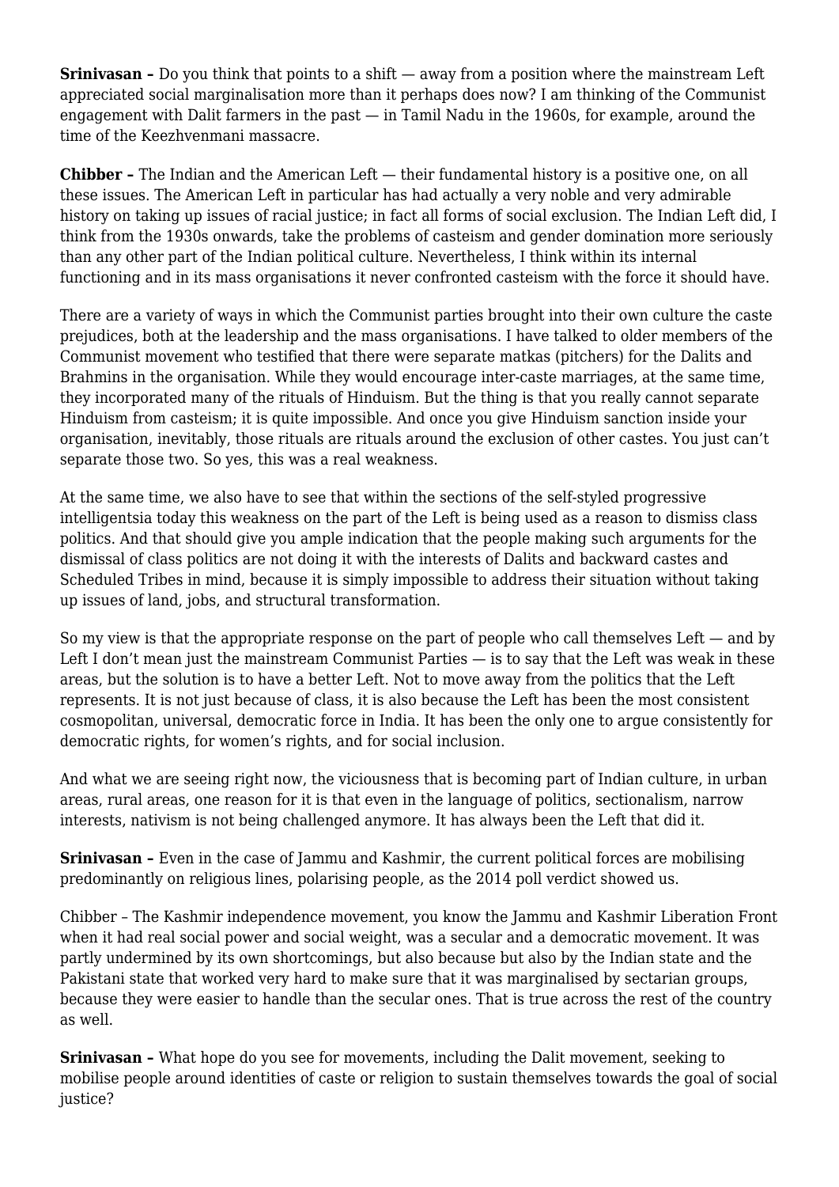**Srinivasan –** Do you think that points to a shift — away from a position where the mainstream Left appreciated social marginalisation more than it perhaps does now? I am thinking of the Communist engagement with Dalit farmers in the past — in Tamil Nadu in the 1960s, for example, around the time of the Keezhvenmani massacre.

**Chibber –** The Indian and the American Left — their fundamental history is a positive one, on all these issues. The American Left in particular has had actually a very noble and very admirable history on taking up issues of racial justice; in fact all forms of social exclusion. The Indian Left did, I think from the 1930s onwards, take the problems of casteism and gender domination more seriously than any other part of the Indian political culture. Nevertheless, I think within its internal functioning and in its mass organisations it never confronted casteism with the force it should have.

There are a variety of ways in which the Communist parties brought into their own culture the caste prejudices, both at the leadership and the mass organisations. I have talked to older members of the Communist movement who testified that there were separate matkas (pitchers) for the Dalits and Brahmins in the organisation. While they would encourage inter-caste marriages, at the same time, they incorporated many of the rituals of Hinduism. But the thing is that you really cannot separate Hinduism from casteism; it is quite impossible. And once you give Hinduism sanction inside your organisation, inevitably, those rituals are rituals around the exclusion of other castes. You just can't separate those two. So yes, this was a real weakness.

At the same time, we also have to see that within the sections of the self-styled progressive intelligentsia today this weakness on the part of the Left is being used as a reason to dismiss class politics. And that should give you ample indication that the people making such arguments for the dismissal of class politics are not doing it with the interests of Dalits and backward castes and Scheduled Tribes in mind, because it is simply impossible to address their situation without taking up issues of land, jobs, and structural transformation.

So my view is that the appropriate response on the part of people who call themselves Left — and by Left I don't mean just the mainstream Communist Parties — is to say that the Left was weak in these areas, but the solution is to have a better Left. Not to move away from the politics that the Left represents. It is not just because of class, it is also because the Left has been the most consistent cosmopolitan, universal, democratic force in India. It has been the only one to argue consistently for democratic rights, for women's rights, and for social inclusion.

And what we are seeing right now, the viciousness that is becoming part of Indian culture, in urban areas, rural areas, one reason for it is that even in the language of politics, sectionalism, narrow interests, nativism is not being challenged anymore. It has always been the Left that did it.

**Srinivasan –** Even in the case of Jammu and Kashmir, the current political forces are mobilising predominantly on religious lines, polarising people, as the 2014 poll verdict showed us.

Chibber – The Kashmir independence movement, you know the Jammu and Kashmir Liberation Front when it had real social power and social weight, was a secular and a democratic movement. It was partly undermined by its own shortcomings, but also because but also by the Indian state and the Pakistani state that worked very hard to make sure that it was marginalised by sectarian groups, because they were easier to handle than the secular ones. That is true across the rest of the country as well.

**Srinivasan –** What hope do you see for movements, including the Dalit movement, seeking to mobilise people around identities of caste or religion to sustain themselves towards the goal of social justice?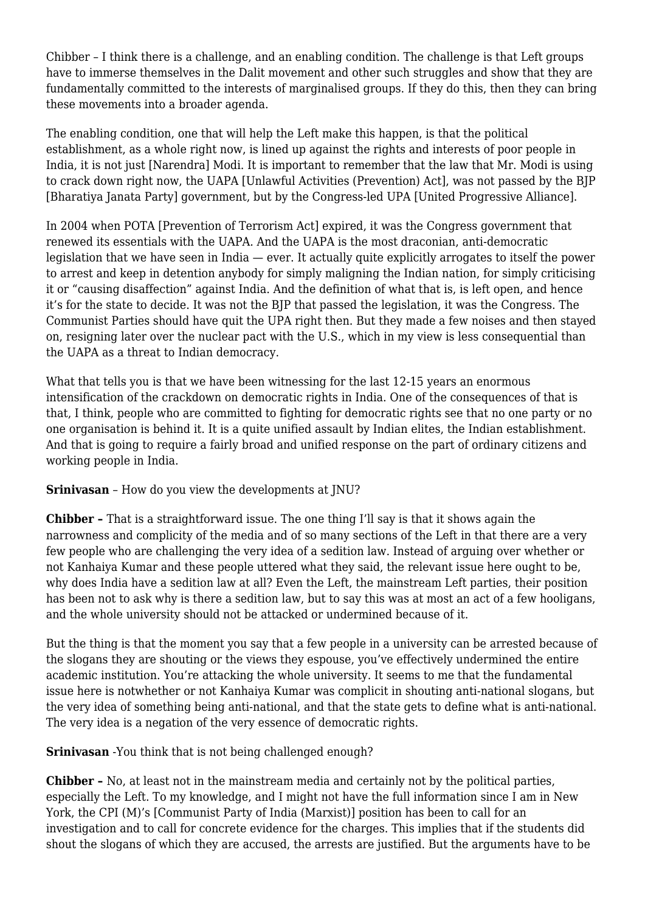Chibber – I think there is a challenge, and an enabling condition. The challenge is that Left groups have to immerse themselves in the Dalit movement and other such struggles and show that they are fundamentally committed to the interests of marginalised groups. If they do this, then they can bring these movements into a broader agenda.

The enabling condition, one that will help the Left make this happen, is that the political establishment, as a whole right now, is lined up against the rights and interests of poor people in India, it is not just [Narendra] Modi. It is important to remember that the law that Mr. Modi is using to crack down right now, the UAPA [Unlawful Activities (Prevention) Act], was not passed by the BJP [Bharatiya Janata Party] government, but by the Congress-led UPA [United Progressive Alliance].

In 2004 when POTA [Prevention of Terrorism Act] expired, it was the Congress government that renewed its essentials with the UAPA. And the UAPA is the most draconian, anti-democratic legislation that we have seen in India — ever. It actually quite explicitly arrogates to itself the power to arrest and keep in detention anybody for simply maligning the Indian nation, for simply criticising it or "causing disaffection" against India. And the definition of what that is, is left open, and hence it's for the state to decide. It was not the BJP that passed the legislation, it was the Congress. The Communist Parties should have quit the UPA right then. But they made a few noises and then stayed on, resigning later over the nuclear pact with the U.S., which in my view is less consequential than the UAPA as a threat to Indian democracy.

What that tells you is that we have been witnessing for the last 12-15 years an enormous intensification of the crackdown on democratic rights in India. One of the consequences of that is that, I think, people who are committed to fighting for democratic rights see that no one party or no one organisation is behind it. It is a quite unified assault by Indian elites, the Indian establishment. And that is going to require a fairly broad and unified response on the part of ordinary citizens and working people in India.

**Srinivasan** – How do you view the developments at JNU?

**Chibber –** That is a straightforward issue. The one thing I'll say is that it shows again the narrowness and complicity of the media and of so many sections of the Left in that there are a very few people who are challenging the very idea of a sedition law. Instead of arguing over whether or not Kanhaiya Kumar and these people uttered what they said, the relevant issue here ought to be, why does India have a sedition law at all? Even the Left, the mainstream Left parties, their position has been not to ask why is there a sedition law, but to say this was at most an act of a few hooligans, and the whole university should not be attacked or undermined because of it.

But the thing is that the moment you say that a few people in a university can be arrested because of the slogans they are shouting or the views they espouse, you've effectively undermined the entire academic institution. You're attacking the whole university. It seems to me that the fundamental issue here is notwhether or not Kanhaiya Kumar was complicit in shouting anti-national slogans, but the very idea of something being anti-national, and that the state gets to define what is anti-national. The very idea is a negation of the very essence of democratic rights.

**Srinivasan** -You think that is not being challenged enough?

**Chibber –** No, at least not in the mainstream media and certainly not by the political parties, especially the Left. To my knowledge, and I might not have the full information since I am in New York, the CPI (M)'s [Communist Party of India (Marxist)] position has been to call for an investigation and to call for concrete evidence for the charges. This implies that if the students did shout the slogans of which they are accused, the arrests are justified. But the arguments have to be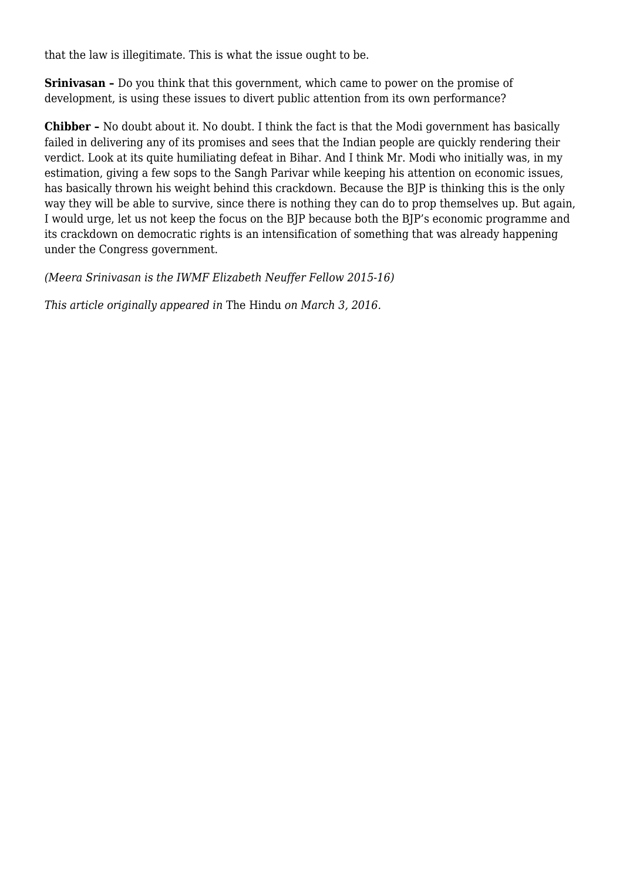that the law is illegitimate. This is what the issue ought to be.

**Srinivasan –** Do you think that this government, which came to power on the promise of development, is using these issues to divert public attention from its own performance?

**Chibber –** No doubt about it. No doubt. I think the fact is that the Modi government has basically failed in delivering any of its promises and sees that the Indian people are quickly rendering their verdict. Look at its quite humiliating defeat in Bihar. And I think Mr. Modi who initially was, in my estimation, giving a few sops to the Sangh Parivar while keeping his attention on economic issues, has basically thrown his weight behind this crackdown. Because the BJP is thinking this is the only way they will be able to survive, since there is nothing they can do to prop themselves up. But again, I would urge, let us not keep the focus on the BJP because both the BJP's economic programme and its crackdown on democratic rights is an intensification of something that was already happening under the Congress government.

*(Meera Srinivasan is the IWMF Elizabeth Neuffer Fellow 2015-16)*

*This article originally appeared in* The Hindu *on March 3, 2016.*